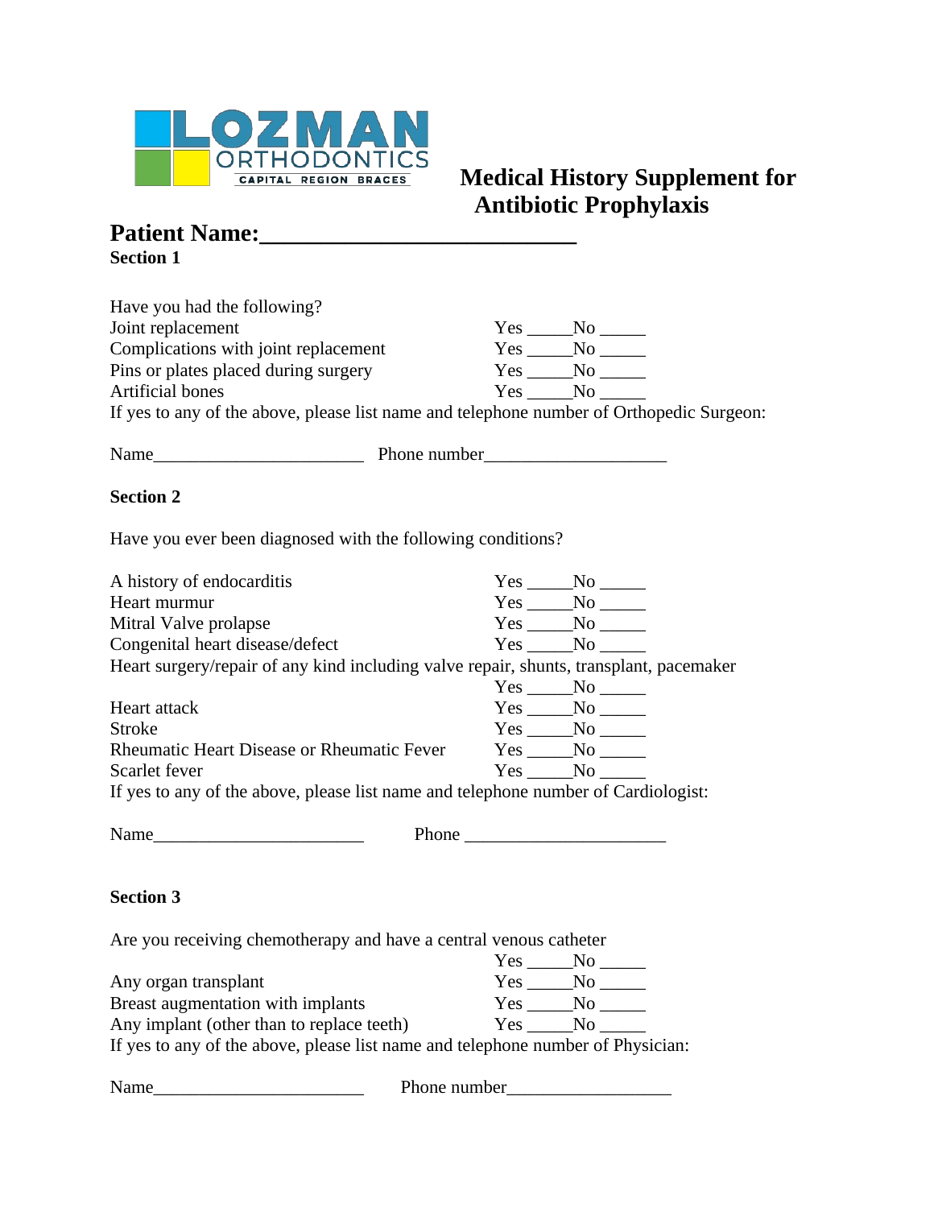LOZMAN ORTHODONTICS
CAPITAL REGION BRACES

# Medical History Supplement for Antibiotic Prophylaxis

## Patient Name:___________________________

**Section 1**

Have you had the following?

| | |
|---|---|
| Joint replacement | Yes _____No _____ |
| Complications with joint replacement | Yes _____No _____ |
| Pins or plates placed during surgery | Yes _____No _____ |
| Artificial bones | Yes _____No _____ |

If yes to any of the above, please list name and telephone number of Orthopedic Surgeon:

Name_______________________ Phone number___________________

**Section 2**

Have you ever been diagnosed with the following conditions?

| | |
|---|---|
| A history of endocarditis | Yes _____No _____ |
| Heart murmur | Yes _____No _____ |
| Mitral Valve prolapse | Yes _____No _____ |
| Congenital heart disease/defect | Yes _____No _____ |
| Heart surgery/repair of any kind including valve repair, shunts, transplant, pacemaker | Yes _____No _____ |
| Heart attack | Yes _____No _____ |
| Stroke | Yes _____No _____ |
| Rheumatic Heart Disease or Rheumatic Fever | Yes _____No _____ |
| Scarlet fever | Yes _____No _____ |

If yes to any of the above, please list name and telephone number of Cardiologist:

Name_______________________ Phone _____________________

**Section 3**

| | |
|---|---|
| Are you receiving chemotherapy and have a central venous catheter | Yes _____No _____ |
| Any organ transplant | Yes _____No _____ |
| Breast augmentation with implants | Yes _____No _____ |
| Any implant (other than to replace teeth) | Yes _____No _____ |

If yes to any of the above, please list name and telephone number of Physician:

Name_______________________ Phone number_________________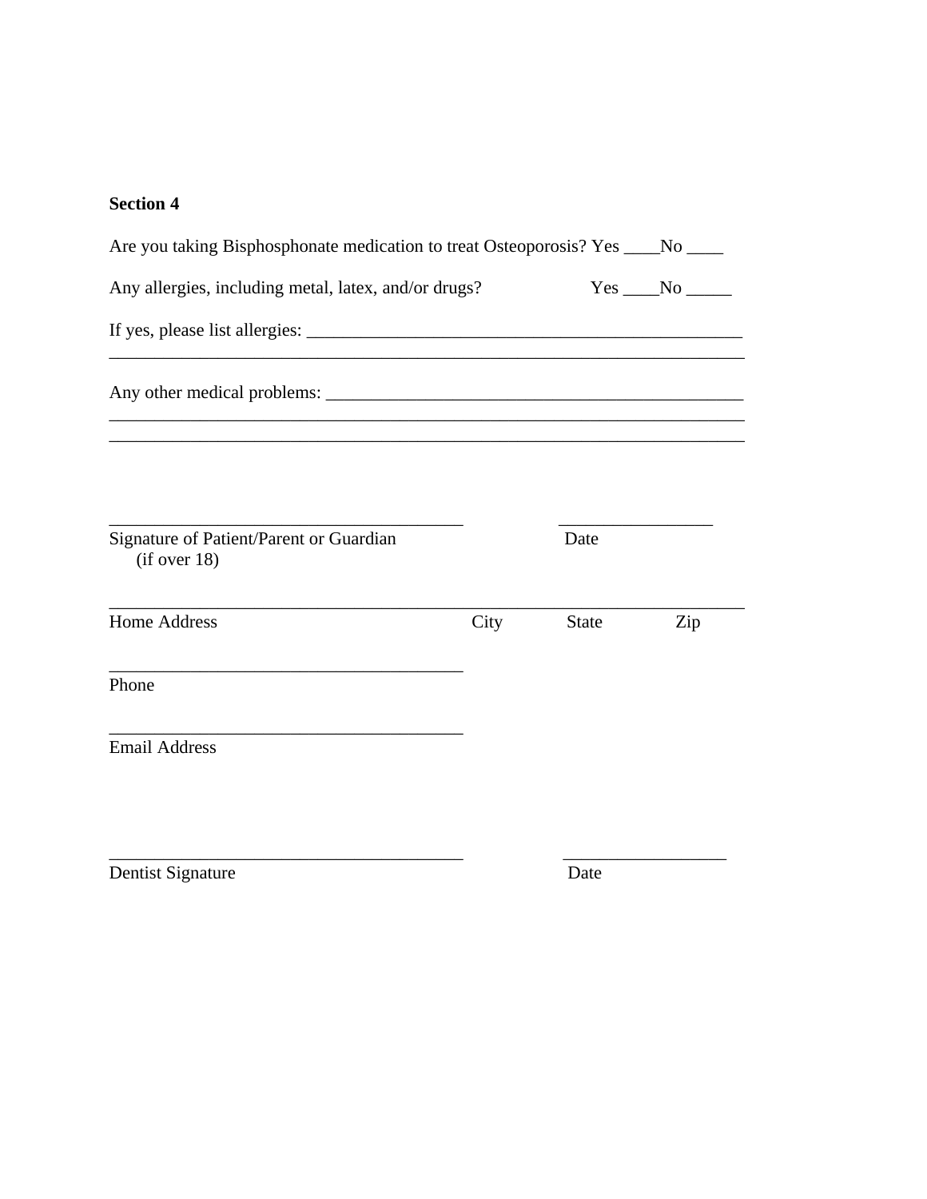**Section 4**

Are you taking Bisphosphonate medication to treat Osteoporosis? Yes ____No ____

Any allergies, including metal, latex, and/or drugs? Yes ____No _____

If yes, please list allergies: ___________________________________________________
_________________________________________________________________________

Any other medical problems: ______________________________________________
_________________________________________________________________________
_________________________________________________________________________

________________________________________ _________________
Signature of Patient/Parent or Guardian Date
(if over 18)

_________________________________________________________________________
Home Address City State Zip

________________________________________
Phone

________________________________________
Email Address

________________________________________ __________________
Dentist Signature Date